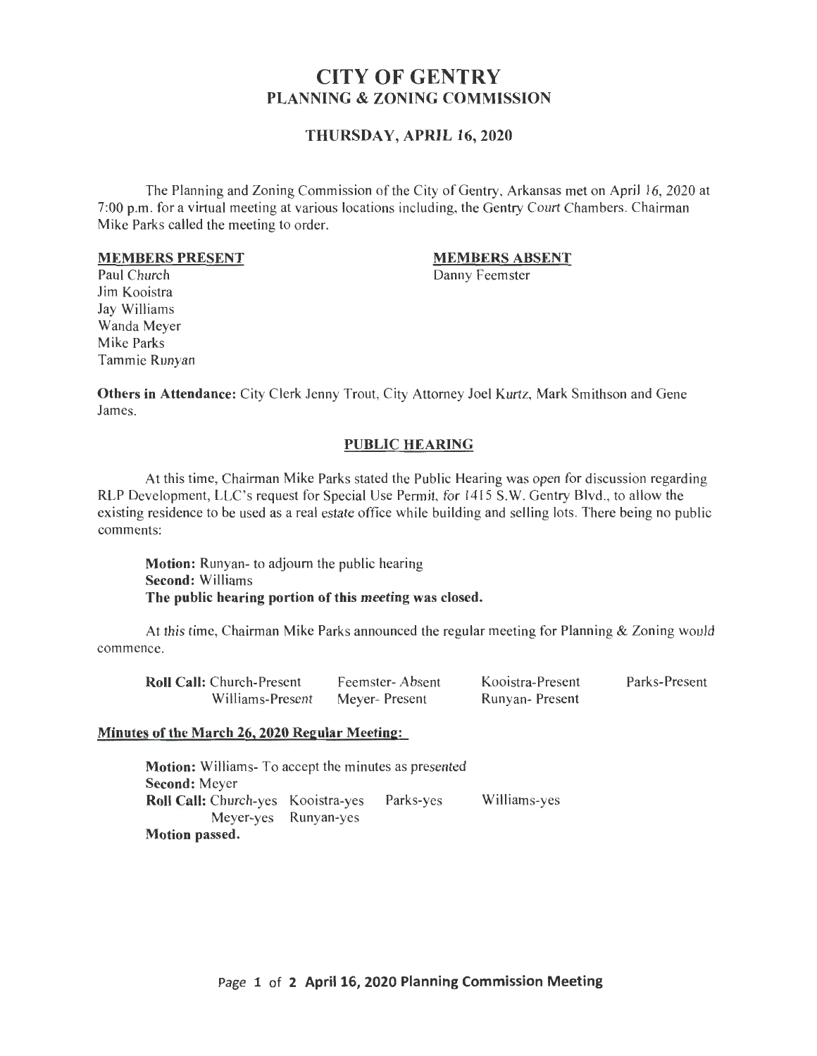# CITY OF GENTRY
## PLANNING & ZONING COMMISSION

### THURSDAY, APRIL 16, 2020

The Planning and Zoning Commission of the City of Gentry, Arkansas met on April 16, 2020 at 7:00 p.m. for a virtual meeting at various locations including, the Gentry Court Chambers. Chairman Mike Parks called the meeting to order.

| **MEMBERS PRESENT** | **MEMBERS ABSENT** |
|---|---|
| Paul Church | Danny Feemster |
| Jim Kooistra | |
| Jay Williams | |
| Wanda Meyer | |
| Mike Parks | |
| Tammie Runyan | |

**Others in Attendance:** City Clerk Jenny Trout, City Attorney Joel Kurtz, Mark Smithson and Gene James.

### PUBLIC HEARING

At this time, Chairman Mike Parks stated the Public Hearing was open for discussion regarding RLP Development, LLC's request for Special Use Permit, for 1415 S.W. Gentry Blvd., to allow the existing residence to be used as a real estate office while building and selling lots. There being no public comments:

**Motion:** Runyan- to adjourn the public hearing
**Second:** Williams
**The public hearing portion of this meeting was closed.**

At this time, Chairman Mike Parks announced the regular meeting for Planning & Zoning would commence.

**Roll Call:** Church-Present  Feemster- Absent  Kooistra-Present  Parks-Present
Williams-Present  Meyer- Present  Runyan- Present

**Minutes of the March 26, 2020 Regular Meeting:**

**Motion:** Williams- To accept the minutes as presented
**Second:** Meyer
**Roll Call:** Church-yes  Kooistra-yes  Parks-yes  Williams-yes
Meyer-yes  Runyan-yes
**Motion passed.**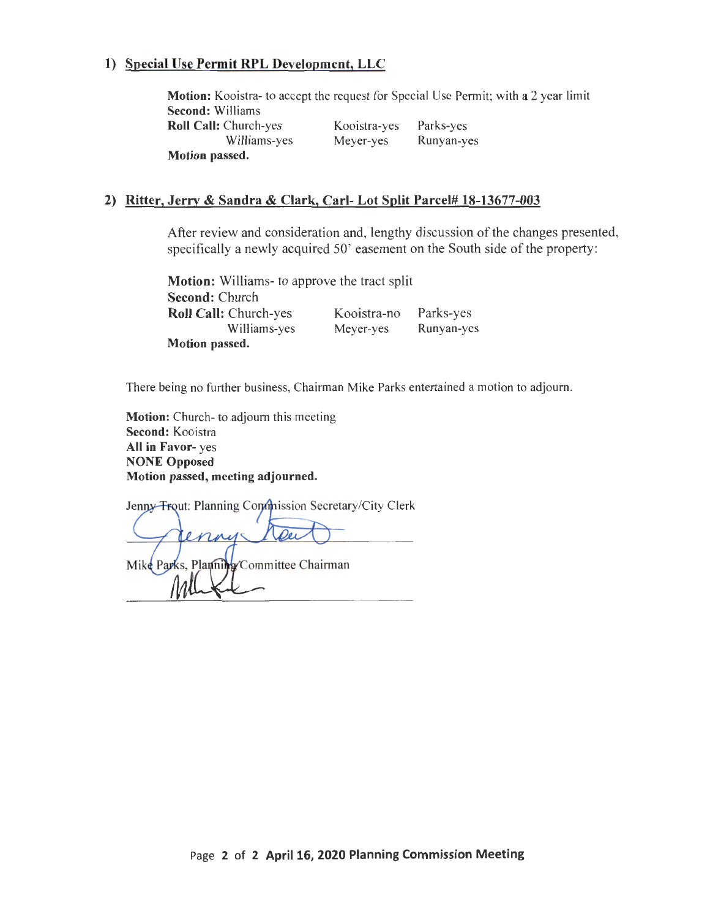## 1) Special Use Permit RPL Development, LLC

**Motion:** Kooistra- to accept the request for Special Use Permit; with a 2 year limit
**Second:** Williams
**Roll Call:** Church-yes Kooistra-yes Parks-yes
Williams-yes Meyer-yes Runyan-yes
**Motion passed.**

## 2) Ritter, Jerry & Sandra & Clark, Carl- Lot Split Parcel# 18-13677-003

After review and consideration and, lengthy discussion of the changes presented, specifically a newly acquired 50' easement on the South side of the property:

**Motion:** Williams- to approve the tract split
**Second:** Church
**Roll Call:** Church-yes Kooistra-no Parks-yes
Williams-yes Meyer-yes Runyan-yes
**Motion passed.**

There being no further business, Chairman Mike Parks entertained a motion to adjourn.

**Motion:** Church- to adjourn this meeting
**Second:** Kooistra
**All in Favor**- yes
**NONE Opposed**
**Motion passed, meeting adjourned.**

Jenny Trout: Planning Commission Secretary/City Clerk

Mike Parks, Planning Committee Chairman